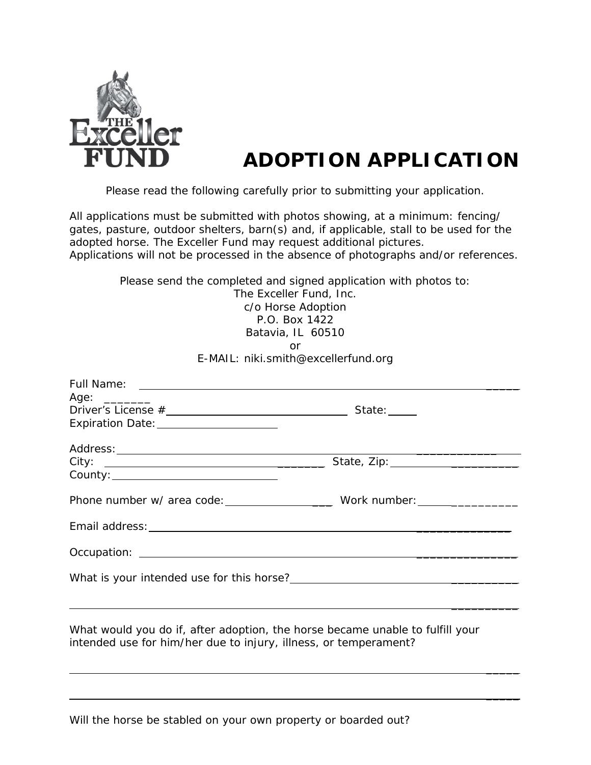THE Exceller FUND

# ADOPTION APPLICATION

Please read the following carefully prior to submitting your application.

All applications must be submitted with photos showing, at a minimum: fencing/gates, pasture, outdoor shelters, barn(s) and, if applicable, stall to be used for the adopted horse. The Exceller Fund may request additional pictures. Applications will not be processed in the absence of photographs and/or references.

Please send the completed and signed application with photos to:
The Exceller Fund, Inc.
c/o Horse Adoption
P.O. Box 1422
Batavia, IL 60510
or
E-MAIL: niki.smith@excellerfund.org

Full Name: ______________________________

Age: _______

Driver's License # ______________________ State: _____

Expiration Date: ______________________

Address: ______________________________

City: ______________________ State, Zip: ______________________

County: ______________________

Phone number w/ area code: ______________ Work number: ______________

Email address: ______________________________

Occupation: ______________________________

What is your intended use for this horse? ______________________________

______________________________

What would you do if, after adoption, the horse became unable to fulfill your intended use for him/her due to injury, illness, or temperament?

______________________________

______________________________

Will the horse be stabled on your own property or boarded out?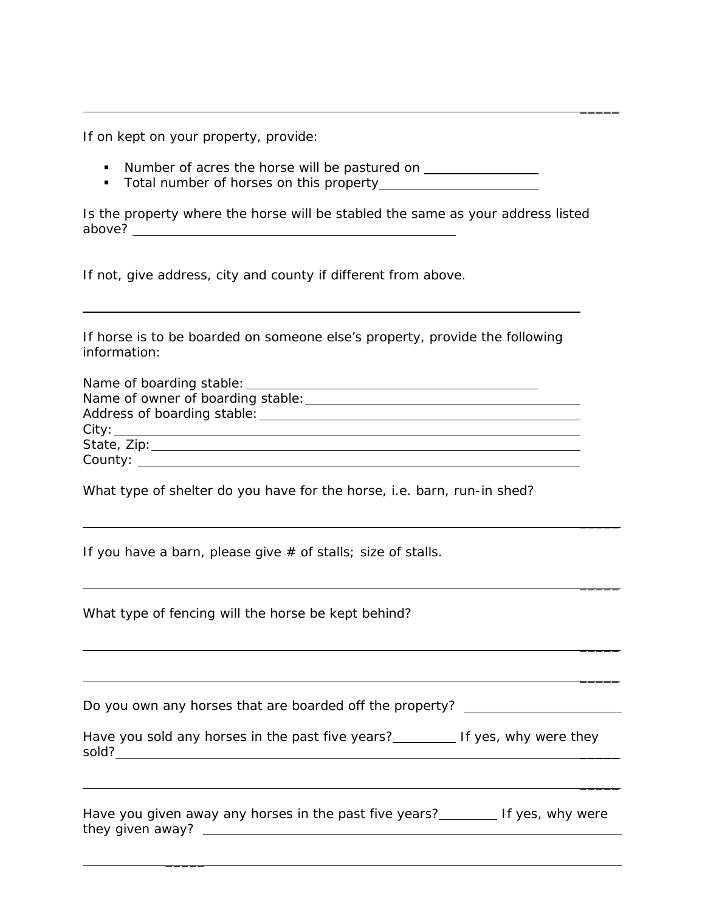______________________________________________________________________________ _____

If on kept on your property, provide:

- Number of acres the horse will be pastured on ________________
- Total number of horses on this property_______________________

Is the property where the horse will be stabled the same as your address listed above? _______________________________________________

If not, give address, city and county if different from above.

___________________________________________________________________________

If horse is to be boarded on someone else's property, provide the following information:

Name of boarding stable: ____________________________________________
Name of owner of boarding stable: _____________________________________
Address of boarding stable: __________________________________________
City: ____________________________________________________________
State, Zip: ________________________________________________________
County: __________________________________________________________

What type of shelter do you have for the horse, i.e. barn, run-in shed?

______________________________________________________________________________ _____

If you have a barn, please give # of stalls; size of stalls.

______________________________________________________________________________ _____

What type of fencing will the horse be kept behind?

______________________________________________________________________________ _____

______________________________________________________________________________ _____

Do you own any horses that are boarded off the property? ______________________

Have you sold any horses in the past five years?_________ If yes, why were they sold?____________________________________________________________________ _____

______________________________________________________________________________ _____

Have you given away any horses in the past five years?________ If yes, why were they given away? _______________________________________________________

______________ _____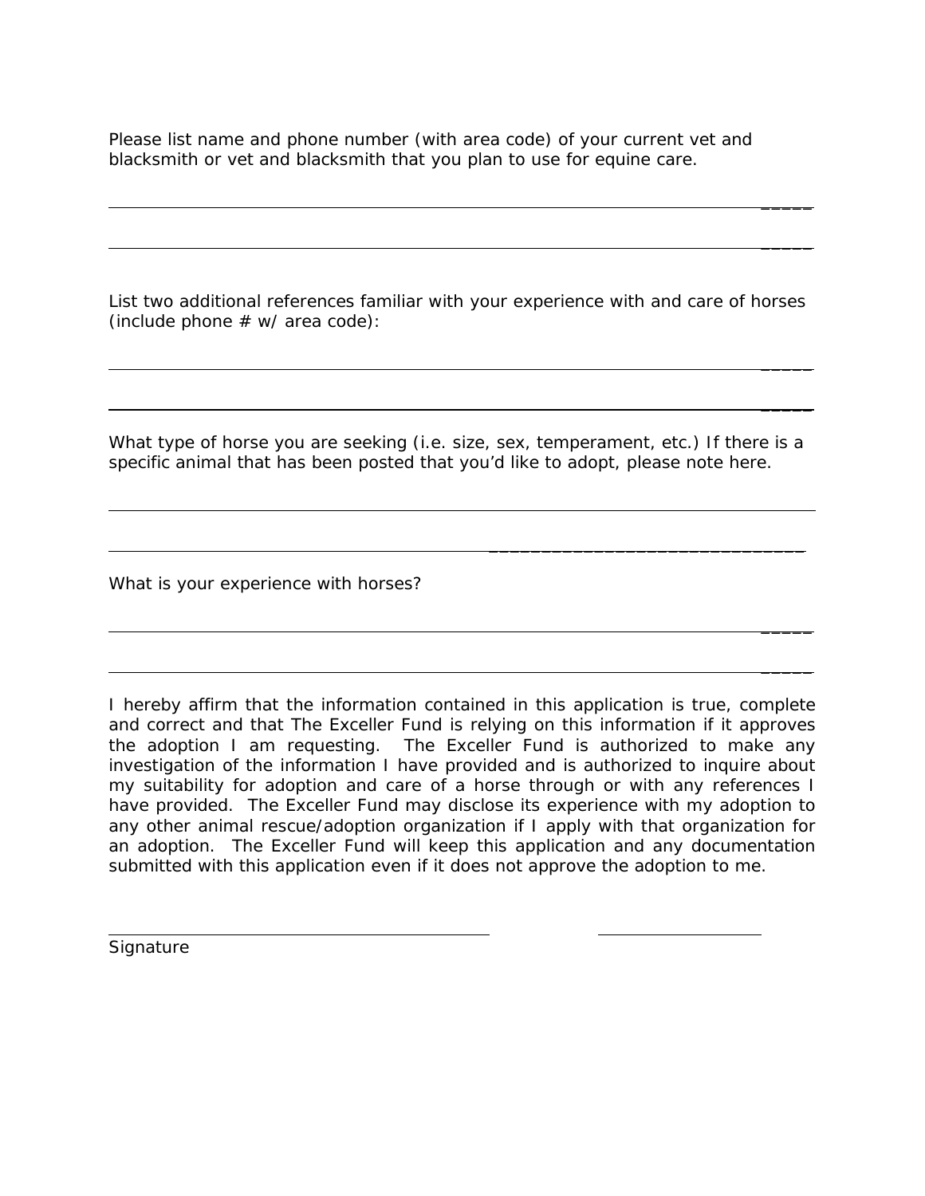Please list name and phone number (with area code) of your current vet and blacksmith or vet and blacksmith that you plan to use for equine care.

______________________________________________________________________________

______________________________________________________________________________

List two additional references familiar with your experience with and care of horses (include phone # w/ area code):

______________________________________________________________________________

______________________________________________________________________________

What type of horse you are seeking (i.e. size, sex, temperament, etc.) If there is a specific animal that has been posted that you'd like to adopt, please note here.

______________________________________________________________________________

______________________________________________________________________________

What is your experience with horses?

______________________________________________________________________________

______________________________________________________________________________

I hereby affirm that the information contained in this application is true, complete and correct and that The Exceller Fund is relying on this information if it approves the adoption I am requesting. The Exceller Fund is authorized to make any investigation of the information I have provided and is authorized to inquire about my suitability for adoption and care of a horse through or with any references I have provided. The Exceller Fund may disclose its experience with my adoption to any other animal rescue/adoption organization if I apply with that organization for an adoption. The Exceller Fund will keep this application and any documentation submitted with this application even if it does not approve the adoption to me.

________________________________________ ________________

Signature